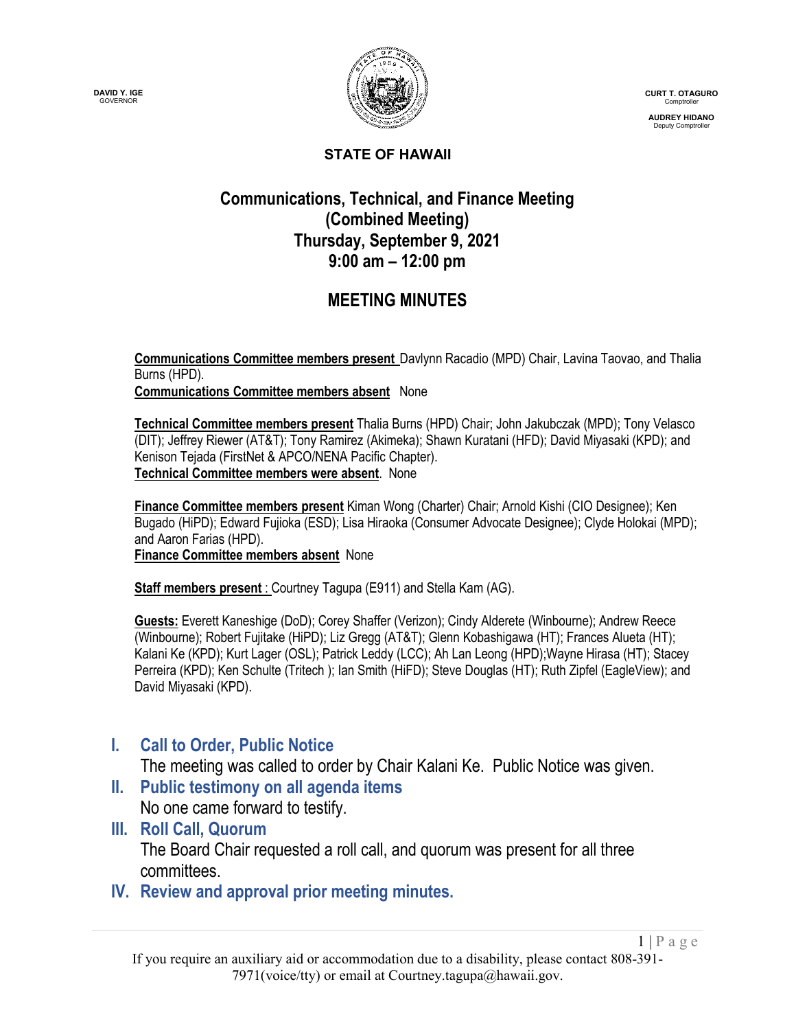DAVID Y. IGE
GOVERNOR

CURT T. OTAGURO
Comptroller

AUDREY HIDANO
Deputy Comptroller

**STATE OF HAWAII**

# Communications, Technical, and Finance Meeting (Combined Meeting) Thursday, September 9, 2021 9:00 am – 12:00 pm

## MEETING MINUTES

**Communications Committee members present** Davlynn Racadio (MPD) Chair, Lavina Taovao, and Thalia Burns (HPD).
**Communications Committee members absent** None

**Technical Committee members present** Thalia Burns (HPD) Chair; John Jakubczak (MPD); Tony Velasco (DIT); Jeffrey Riewer (AT&T); Tony Ramirez (Akimeka); Shawn Kuratani (HFD); David Miyasaki (KPD); and Kenison Tejada (FirstNet & APCO/NENA Pacific Chapter).
**Technical Committee members were absent**. None

**Finance Committee members present** Kiman Wong (Charter) Chair; Arnold Kishi (CIO Designee); Ken Bugado (HiPD); Edward Fujioka (ESD); Lisa Hiraoka (Consumer Advocate Designee); Clyde Holokai (MPD); and Aaron Farias (HPD).
**Finance Committee members absent** None

**Staff members present** : Courtney Tagupa (E911) and Stella Kam (AG).

**Guests:** Everett Kaneshige (DoD); Corey Shaffer (Verizon); Cindy Alderete (Winbourne); Andrew Reece (Winbourne); Robert Fujitake (HiPD); Liz Gregg (AT&T); Glenn Kobashigawa (HT); Frances Alueta (HT); Kalani Ke (KPD); Kurt Lager (OSL); Patrick Leddy (LCC); Ah Lan Leong (HPD);Wayne Hirasa (HT); Stacey Perreira (KPD); Ken Schulte (Tritech ); Ian Smith (HiFD); Steve Douglas (HT); Ruth Zipfel (EagleView); and David Miyasaki (KPD).

## I. Call to Order, Public Notice

The meeting was called to order by Chair Kalani Ke. Public Notice was given.

## II. Public testimony on all agenda items

No one came forward to testify.

## III. Roll Call, Quorum

The Board Chair requested a roll call, and quorum was present for all three committees.

## IV. Review and approval prior meeting minutes.

If you require an auxiliary aid or accommodation due to a disability, please contact 808-391-7971(voice/tty) or email at Courtney.tagupa@hawaii.gov.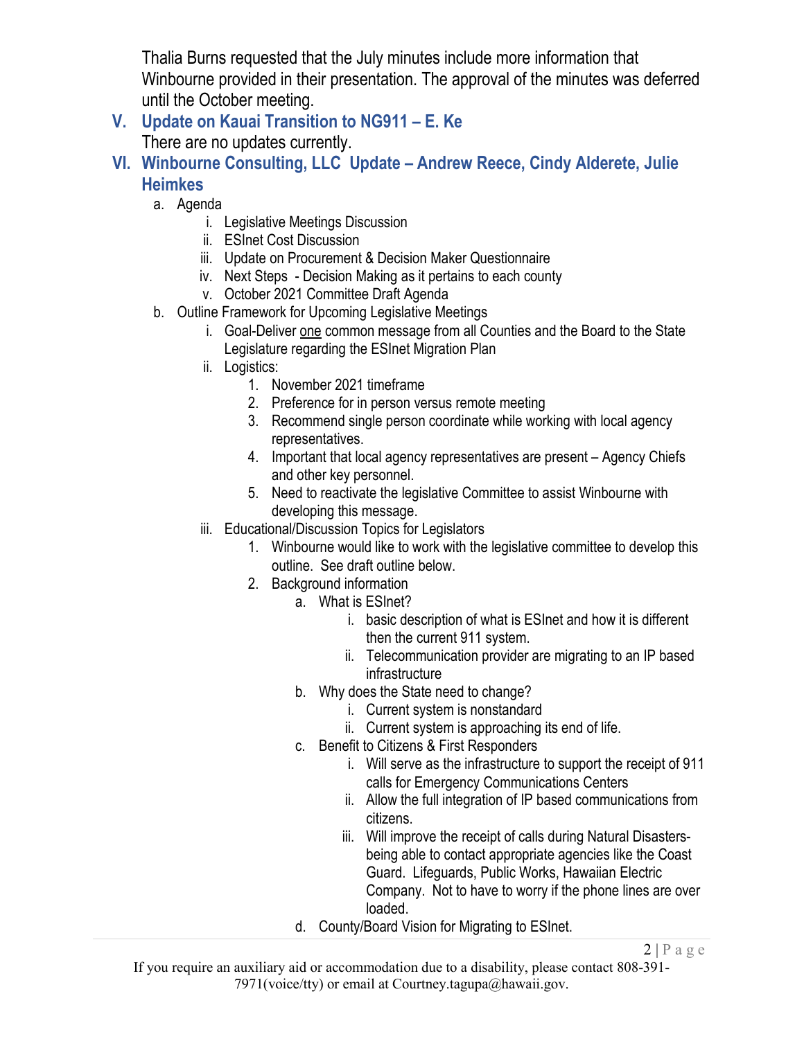Thalia Burns requested that the July minutes include more information that Winbourne provided in their presentation. The approval of the minutes was deferred until the October meeting.

## V. Update on Kauai Transition to NG911 – E. Ke

There are no updates currently.

## VI. Winbourne Consulting, LLC Update – Andrew Reece, Cindy Alderete, Julie Heimkes

a. Agenda
    i. Legislative Meetings Discussion
    ii. ESInet Cost Discussion
    iii. Update on Procurement & Decision Maker Questionnaire
    iv. Next Steps - Decision Making as it pertains to each county
    v. October 2021 Committee Draft Agenda

b. Outline Framework for Upcoming Legislative Meetings
    i. Goal-Deliver one common message from all Counties and the Board to the State Legislature regarding the ESInet Migration Plan
    ii. Logistics:
        1. November 2021 timeframe
        2. Preference for in person versus remote meeting
        3. Recommend single person coordinate while working with local agency representatives.
        4. Important that local agency representatives are present – Agency Chiefs and other key personnel.
        5. Need to reactivate the legislative Committee to assist Winbourne with developing this message.
    iii. Educational/Discussion Topics for Legislators
        1. Winbourne would like to work with the legislative committee to develop this outline. See draft outline below.
        2. Background information
            a. What is ESInet?
                i. basic description of what is ESInet and how it is different then the current 911 system.
                ii. Telecommunication provider are migrating to an IP based infrastructure
            b. Why does the State need to change?
                i. Current system is nonstandard
                ii. Current system is approaching its end of life.
            c. Benefit to Citizens & First Responders
                i. Will serve as the infrastructure to support the receipt of 911 calls for Emergency Communications Centers
                ii. Allow the full integration of IP based communications from citizens.
                iii. Will improve the receipt of calls during Natural Disasters-being able to contact appropriate agencies like the Coast Guard. Lifeguards, Public Works, Hawaiian Electric Company. Not to have to worry if the phone lines are over loaded.
            d. County/Board Vision for Migrating to ESInet.

If you require an auxiliary aid or accommodation due to a disability, please contact 808-391-7971(voice/tty) or email at Courtney.tagupa@hawaii.gov.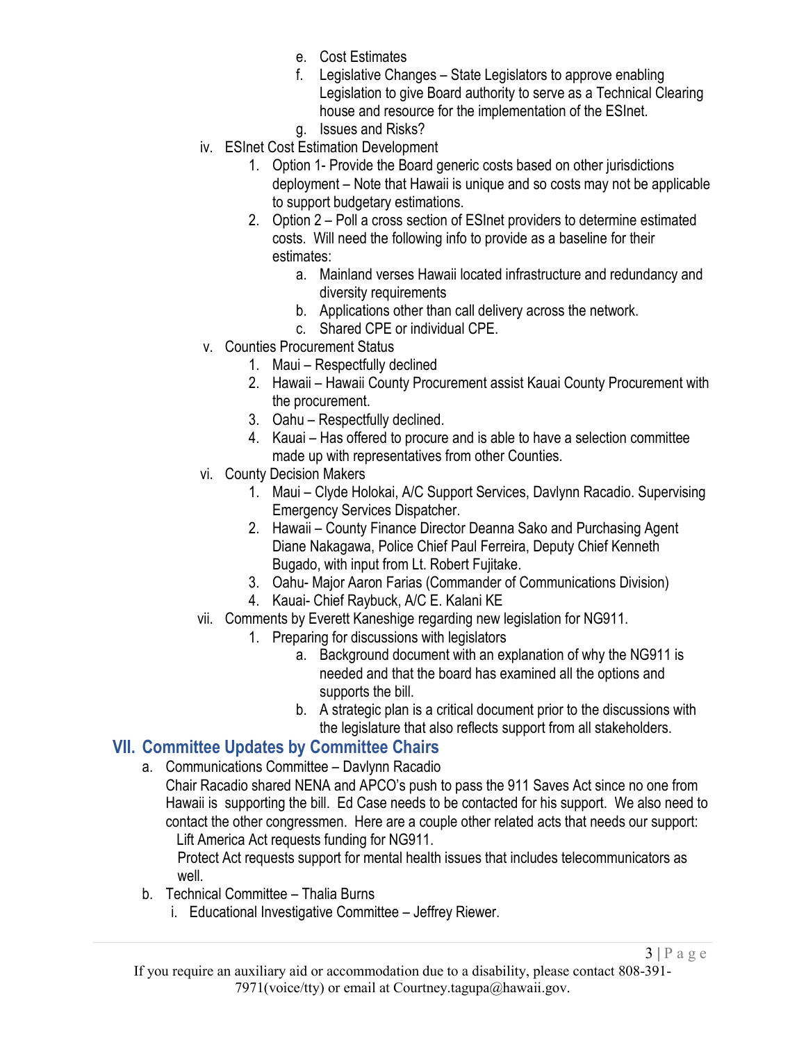e. Cost Estimates
f. Legislative Changes – State Legislators to approve enabling Legislation to give Board authority to serve as a Technical Clearing house and resource for the implementation of the ESInet.
g. Issues and Risks?

iv. ESInet Cost Estimation Development
1. Option 1- Provide the Board generic costs based on other jurisdictions deployment – Note that Hawaii is unique and so costs may not be applicable to support budgetary estimations.
2. Option 2 – Poll a cross section of ESInet providers to determine estimated costs. Will need the following info to provide as a baseline for their estimates:
   a. Mainland verses Hawaii located infrastructure and redundancy and diversity requirements
   b. Applications other than call delivery across the network.
   c. Shared CPE or individual CPE.

v. Counties Procurement Status
1. Maui – Respectfully declined
2. Hawaii – Hawaii County Procurement assist Kauai County Procurement with the procurement.
3. Oahu – Respectfully declined.
4. Kauai – Has offered to procure and is able to have a selection committee made up with representatives from other Counties.

vi. County Decision Makers
1. Maui – Clyde Holokai, A/C Support Services, Davlynn Racadio. Supervising Emergency Services Dispatcher.
2. Hawaii – County Finance Director Deanna Sako and Purchasing Agent Diane Nakagawa, Police Chief Paul Ferreira, Deputy Chief Kenneth Bugado, with input from Lt. Robert Fujitake.
3. Oahu- Major Aaron Farias (Commander of Communications Division)
4. Kauai- Chief Raybuck, A/C E. Kalani KE

vii. Comments by Everett Kaneshige regarding new legislation for NG911.
1. Preparing for discussions with legislators
   a. Background document with an explanation of why the NG911 is needed and that the board has examined all the options and supports the bill.
   b. A strategic plan is a critical document prior to the discussions with the legislature that also reflects support from all stakeholders.

## VII. Committee Updates by Committee Chairs

a. Communications Committee – Davlynn Racadio

Chair Racadio shared NENA and APCO's push to pass the 911 Saves Act since no one from Hawaii is supporting the bill. Ed Case needs to be contacted for his support. We also need to contact the other congressmen. Here are a couple other related acts that needs our support:

Lift America Act requests funding for NG911.

Protect Act requests support for mental health issues that includes telecommunicators as well.

b. Technical Committee – Thalia Burns

i. Educational Investigative Committee – Jeffrey Riewer.

If you require an auxiliary aid or accommodation due to a disability, please contact 808-391-7971(voice/tty) or email at Courtney.tagupa@hawaii.gov.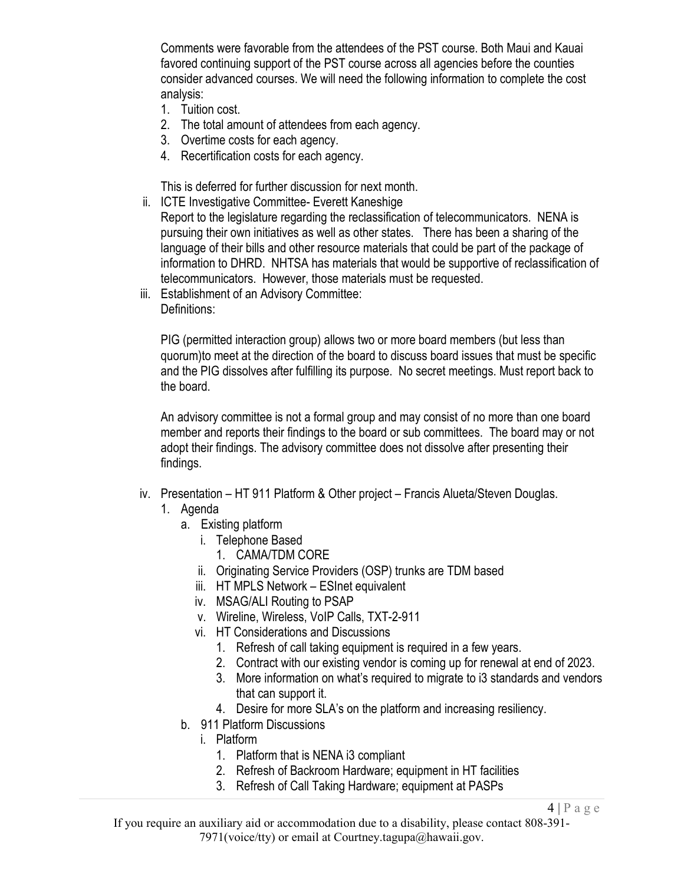Comments were favorable from the attendees of the PST course. Both Maui and Kauai favored continuing support of the PST course across all agencies before the counties consider advanced courses. We will need the following information to complete the cost analysis:

1. Tuition cost.
2. The total amount of attendees from each agency.
3. Overtime costs for each agency.
4. Recertification costs for each agency.

This is deferred for further discussion for next month.

ii. ICTE Investigative Committee- Everett Kaneshige
Report to the legislature regarding the reclassification of telecommunicators. NENA is pursuing their own initiatives as well as other states. There has been a sharing of the language of their bills and other resource materials that could be part of the package of information to DHRD. NHTSA has materials that would be supportive of reclassification of telecommunicators. However, those materials must be requested.

iii. Establishment of an Advisory Committee:
Definitions:

PIG (permitted interaction group) allows two or more board members (but less than quorum)to meet at the direction of the board to discuss board issues that must be specific and the PIG dissolves after fulfilling its purpose. No secret meetings. Must report back to the board.

An advisory committee is not a formal group and may consist of no more than one board member and reports their findings to the board or sub committees. The board may or not adopt their findings. The advisory committee does not dissolve after presenting their findings.

iv. Presentation – HT 911 Platform & Other project – Francis Alueta/Steven Douglas.

1. Agenda
   a. Existing platform
      i. Telephone Based
         1. CAMA/TDM CORE
      ii. Originating Service Providers (OSP) trunks are TDM based
      iii. HT MPLS Network – ESInet equivalent
      iv. MSAG/ALI Routing to PSAP
      v. Wireline, Wireless, VoIP Calls, TXT-2-911
      vi. HT Considerations and Discussions
         1. Refresh of call taking equipment is required in a few years.
         2. Contract with our existing vendor is coming up for renewal at end of 2023.
         3. More information on what's required to migrate to i3 standards and vendors that can support it.
         4. Desire for more SLA's on the platform and increasing resiliency.
   b. 911 Platform Discussions
      i. Platform
         1. Platform that is NENA i3 compliant
         2. Refresh of Backroom Hardware; equipment in HT facilities
         3. Refresh of Call Taking Hardware; equipment at PASPs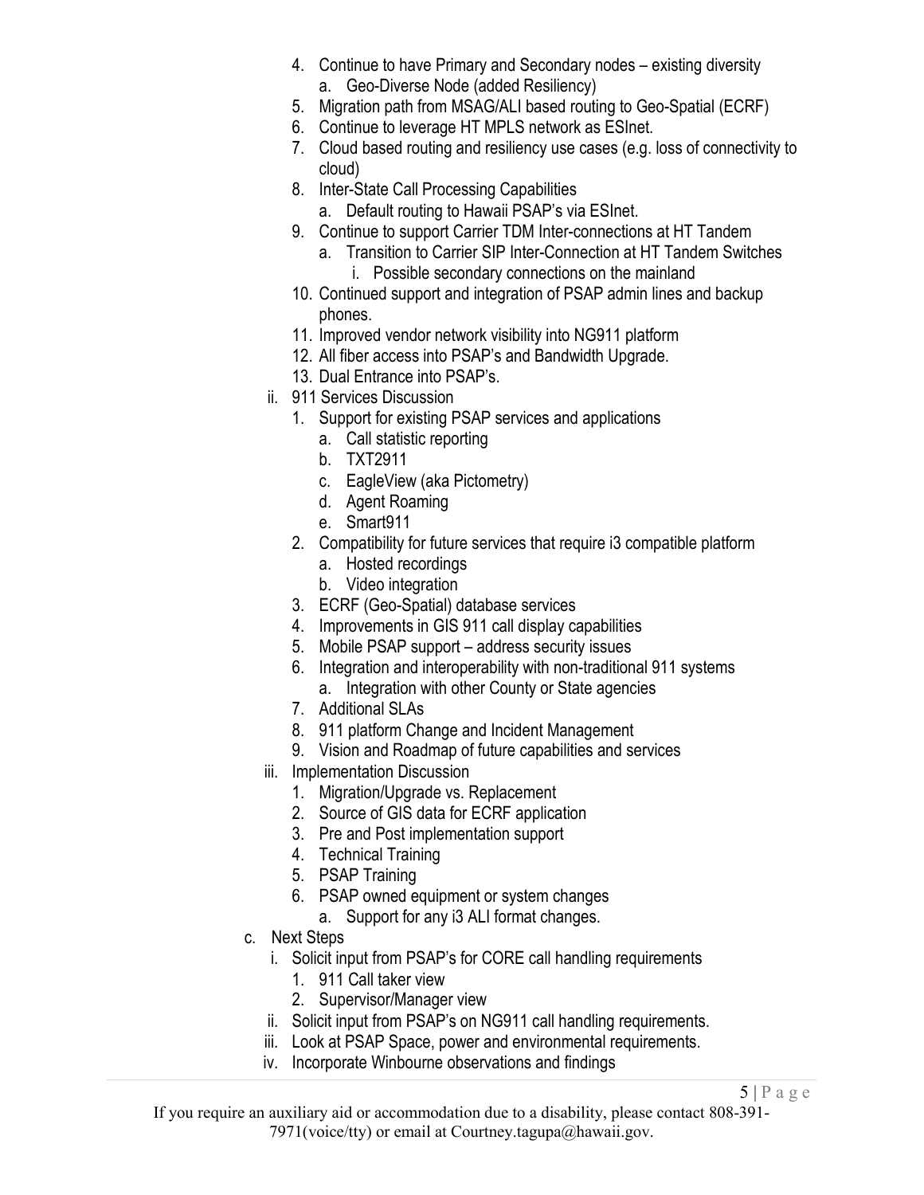4. Continue to have Primary and Secondary nodes – existing diversity
    a. Geo-Diverse Node (added Resiliency)
5. Migration path from MSAG/ALI based routing to Geo-Spatial (ECRF)
6. Continue to leverage HT MPLS network as ESInet.
7. Cloud based routing and resiliency use cases (e.g. loss of connectivity to cloud)
8. Inter-State Call Processing Capabilities
    a. Default routing to Hawaii PSAP's via ESInet.
9. Continue to support Carrier TDM Inter-connections at HT Tandem
    a. Transition to Carrier SIP Inter-Connection at HT Tandem Switches
        i. Possible secondary connections on the mainland
10. Continued support and integration of PSAP admin lines and backup phones.
11. Improved vendor network visibility into NG911 platform
12. All fiber access into PSAP's and Bandwidth Upgrade.
13. Dual Entrance into PSAP's.

ii. 911 Services Discussion
1. Support for existing PSAP services and applications
    a. Call statistic reporting
    b. TXT2911
    c. EagleView (aka Pictometry)
    d. Agent Roaming
    e. Smart911
2. Compatibility for future services that require i3 compatible platform
    a. Hosted recordings
    b. Video integration
3. ECRF (Geo-Spatial) database services
4. Improvements in GIS 911 call display capabilities
5. Mobile PSAP support – address security issues
6. Integration and interoperability with non-traditional 911 systems
    a. Integration with other County or State agencies
7. Additional SLAs
8. 911 platform Change and Incident Management
9. Vision and Roadmap of future capabilities and services

iii. Implementation Discussion
1. Migration/Upgrade vs. Replacement
2. Source of GIS data for ECRF application
3. Pre and Post implementation support
4. Technical Training
5. PSAP Training
6. PSAP owned equipment or system changes
    a. Support for any i3 ALI format changes.

c. Next Steps
- i. Solicit input from PSAP's for CORE call handling requirements
    1. 911 Call taker view
    2. Supervisor/Manager view
- ii. Solicit input from PSAP's on NG911 call handling requirements.
- iii. Look at PSAP Space, power and environmental requirements.
- iv. Incorporate Winbourne observations and findings

If you require an auxiliary aid or accommodation due to a disability, please contact 808-391-7971(voice/tty) or email at Courtney.tagupa@hawaii.gov.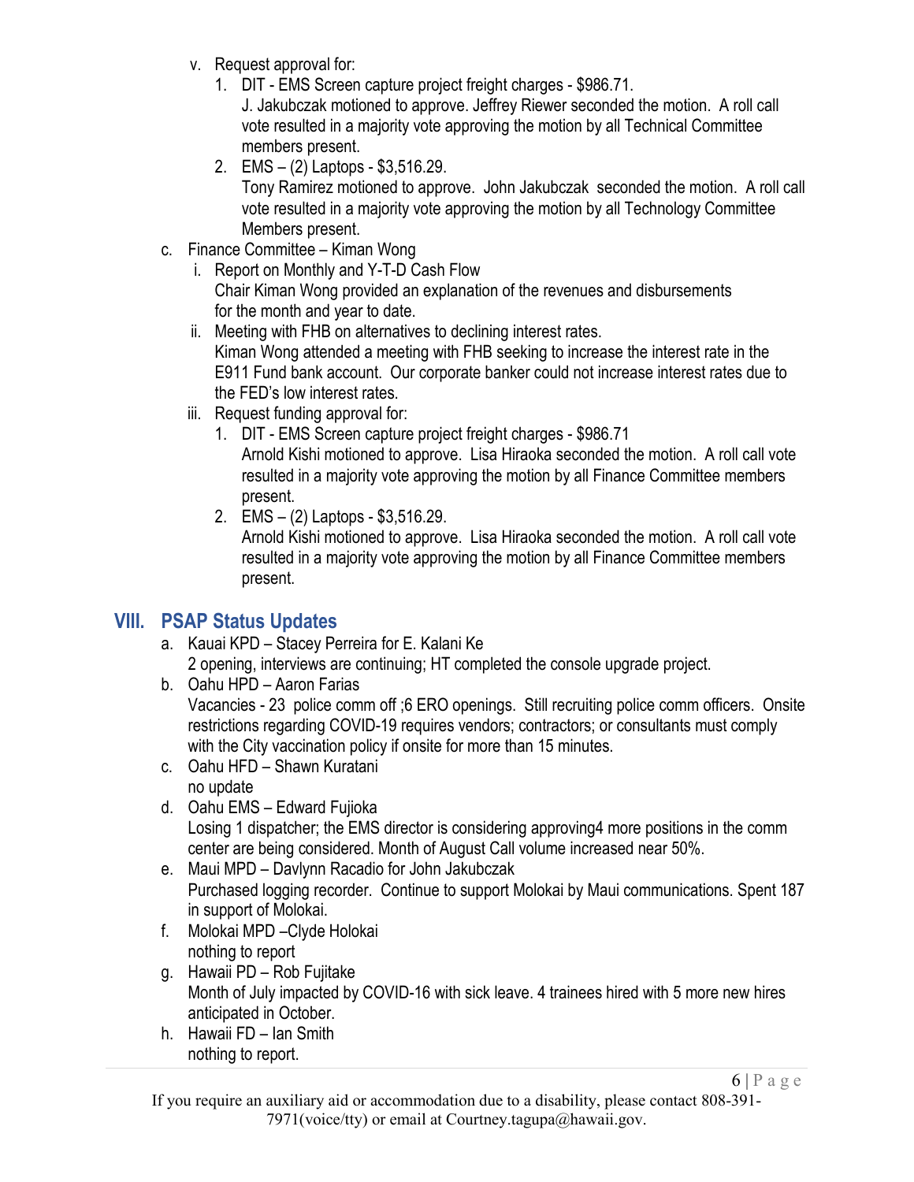v. Request approval for:
   1. DIT - EMS Screen capture project freight charges - $986.71.
      J. Jakubczak motioned to approve. Jeffrey Riewer seconded the motion. A roll call vote resulted in a majority vote approving the motion by all Technical Committee members present.
   2. EMS – (2) Laptops - $3,516.29.
      Tony Ramirez motioned to approve. John Jakubczak seconded the motion. A roll call vote resulted in a majority vote approving the motion by all Technology Committee Members present.

c. Finance Committee – Kiman Wong
   i. Report on Monthly and Y-T-D Cash Flow
      Chair Kiman Wong provided an explanation of the revenues and disbursements for the month and year to date.
   ii. Meeting with FHB on alternatives to declining interest rates.
      Kiman Wong attended a meeting with FHB seeking to increase the interest rate in the E911 Fund bank account. Our corporate banker could not increase interest rates due to the FED's low interest rates.
   iii. Request funding approval for:
      1. DIT - EMS Screen capture project freight charges - $986.71
         Arnold Kishi motioned to approve. Lisa Hiraoka seconded the motion. A roll call vote resulted in a majority vote approving the motion by all Finance Committee members present.
      2. EMS – (2) Laptops - $3,516.29.
         Arnold Kishi motioned to approve. Lisa Hiraoka seconded the motion. A roll call vote resulted in a majority vote approving the motion by all Finance Committee members present.

## VIII. PSAP Status Updates

a. Kauai KPD – Stacey Perreira for E. Kalani Ke
   2 opening, interviews are continuing; HT completed the console upgrade project.
b. Oahu HPD – Aaron Farias
   Vacancies - 23 police comm off ;6 ERO openings. Still recruiting police comm officers. Onsite restrictions regarding COVID-19 requires vendors; contractors; or consultants must comply with the City vaccination policy if onsite for more than 15 minutes.
c. Oahu HFD – Shawn Kuratani
   no update
d. Oahu EMS – Edward Fujioka
   Losing 1 dispatcher; the EMS director is considering approving4 more positions in the comm center are being considered. Month of August Call volume increased near 50%.
e. Maui MPD – Davlynn Racadio for John Jakubczak
   Purchased logging recorder. Continue to support Molokai by Maui communications. Spent 187 in support of Molokai.
f. Molokai MPD –Clyde Holokai
   nothing to report
g. Hawaii PD – Rob Fujitake
   Month of July impacted by COVID-16 with sick leave. 4 trainees hired with 5 more new hires anticipated in October.
h. Hawaii FD – Ian Smith
   nothing to report.

If you require an auxiliary aid or accommodation due to a disability, please contact 808-391-7971(voice/tty) or email at Courtney.tagupa@hawaii.gov.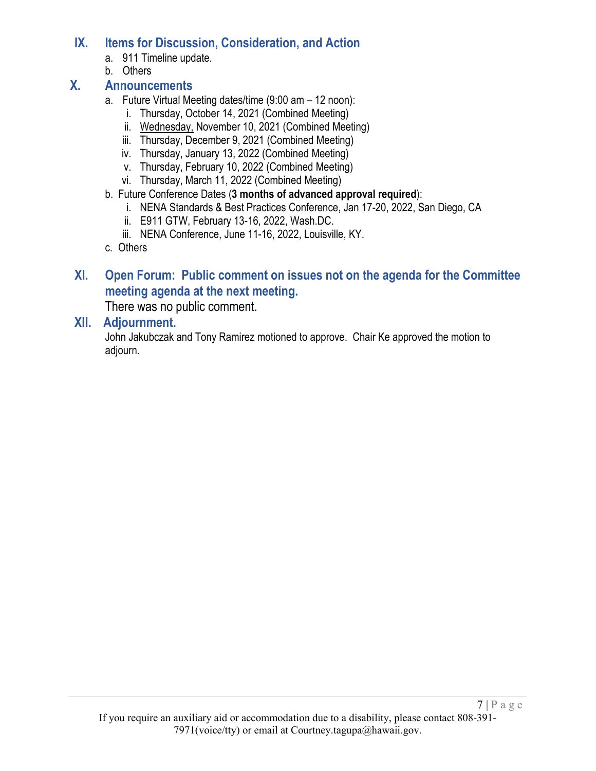## IX. Items for Discussion, Consideration, and Action

a. 911 Timeline update.
b. Others

## X. Announcements

a. Future Virtual Meeting dates/time (9:00 am – 12 noon):
   i. Thursday, October 14, 2021 (Combined Meeting)
   ii. <u>Wednesday,</u> November 10, 2021 (Combined Meeting)
   iii. Thursday, December 9, 2021 (Combined Meeting)
   iv. Thursday, January 13, 2022 (Combined Meeting)
   v. Thursday, February 10, 2022 (Combined Meeting)
   vi. Thursday, March 11, 2022 (Combined Meeting)

b. Future Conference Dates (**3 months of advanced approval required**):
   i. NENA Standards & Best Practices Conference, Jan 17-20, 2022, San Diego, CA
   ii. E911 GTW, February 13-16, 2022, Wash.DC.
   iii. NENA Conference, June 11-16, 2022, Louisville, KY.

c. Others

## XI. Open Forum: Public comment on issues not on the agenda for the Committee meeting agenda at the next meeting.

There was no public comment.

## XII. Adjournment.

John Jakubczak and Tony Ramirez motioned to approve. Chair Ke approved the motion to adjourn.

If you require an auxiliary aid or accommodation due to a disability, please contact 808-391-7971(voice/tty) or email at Courtney.tagupa@hawaii.gov.